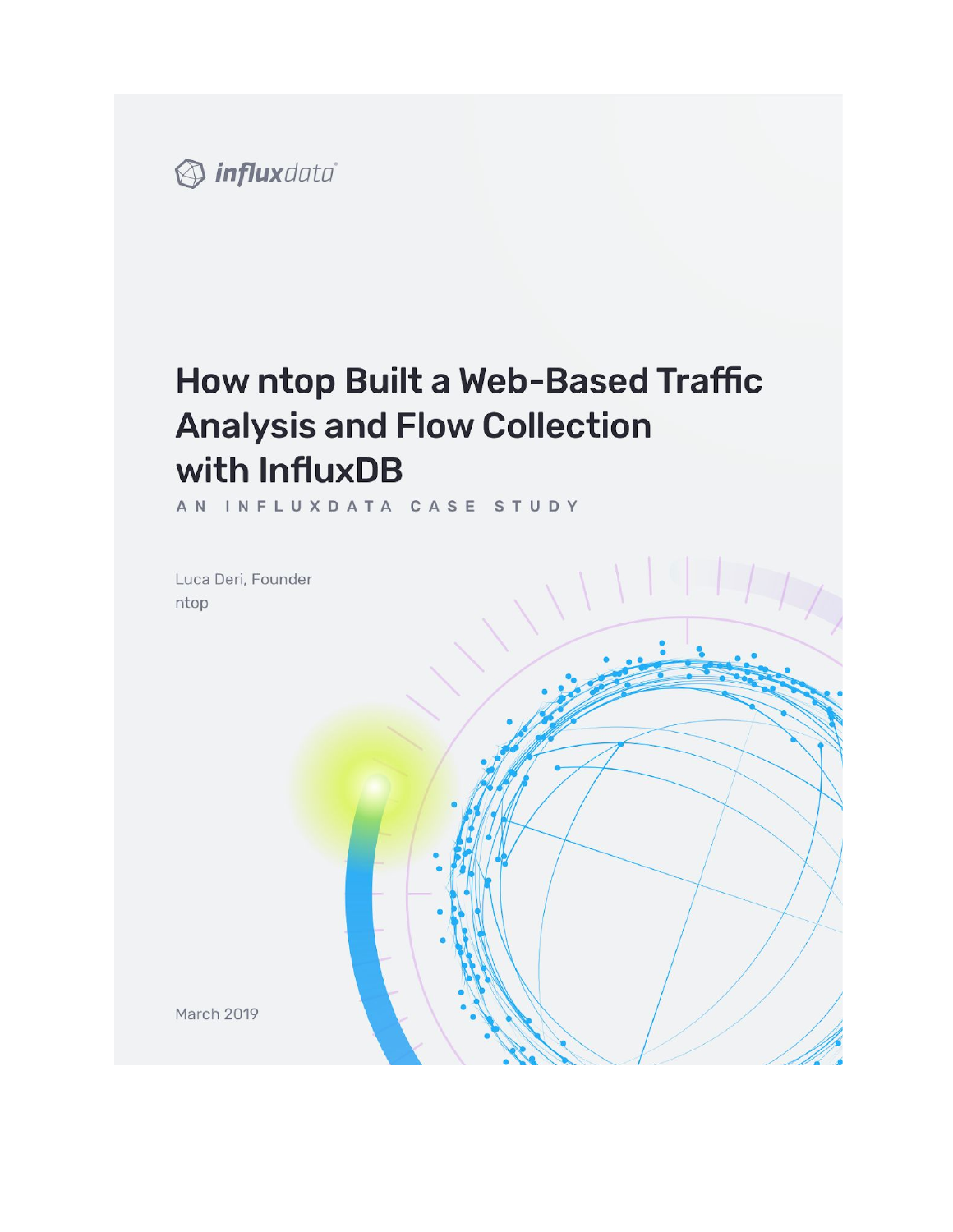influxdata

# How ntop Built a Web-Based Traffic Analysis and Flow Collection with InfluxDB

AN INFLUXDATA CASE STUDY

Luca Deri, Founder
ntop

March 2019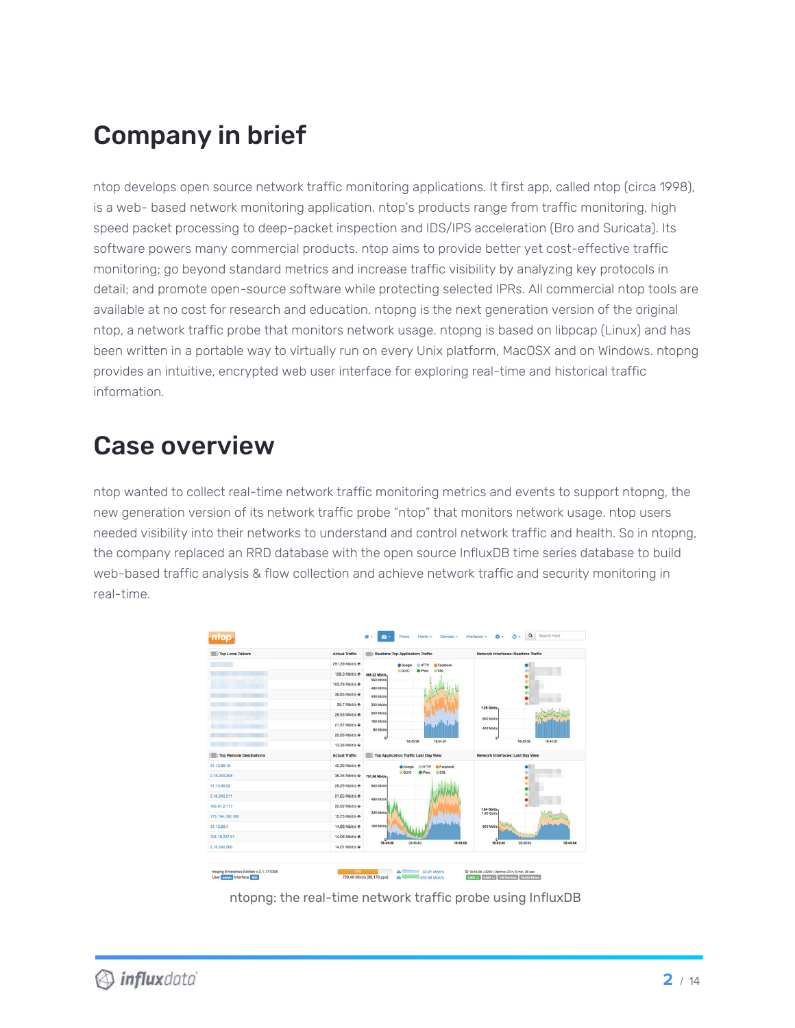## Company in brief

ntop develops open source network traffic monitoring applications. It first app, called ntop (circa 1998), is a web- based network monitoring application. ntop's products range from traffic monitoring, high speed packet processing to deep-packet inspection and IDS/IPS acceleration (Bro and Suricata). Its software powers many commercial products. ntop aims to provide better yet cost-effective traffic monitoring; go beyond standard metrics and increase traffic visibility by analyzing key protocols in detail; and promote open-source software while protecting selected IPRs. All commercial ntop tools are available at no cost for research and education. ntopng is the next generation version of the original ntop, a network traffic probe that monitors network usage. ntopng is based on libpcap (Linux) and has been written in a portable way to virtually run on every Unix platform, MacOSX and on Windows. ntopng provides an intuitive, encrypted web user interface for exploring real-time and historical traffic information.

## Case overview

ntop wanted to collect real-time network traffic monitoring metrics and events to support ntopng, the new generation version of its network traffic probe "ntop" that monitors network usage. ntop users needed visibility into their networks to understand and control network traffic and health. So in ntopng, the company replaced an RRD database with the open source InfluxDB time series database to build web-based traffic analysis & flow collection and achieve network traffic and security monitoring in real-time.

ntopng: the real-time network traffic probe using InfluxDB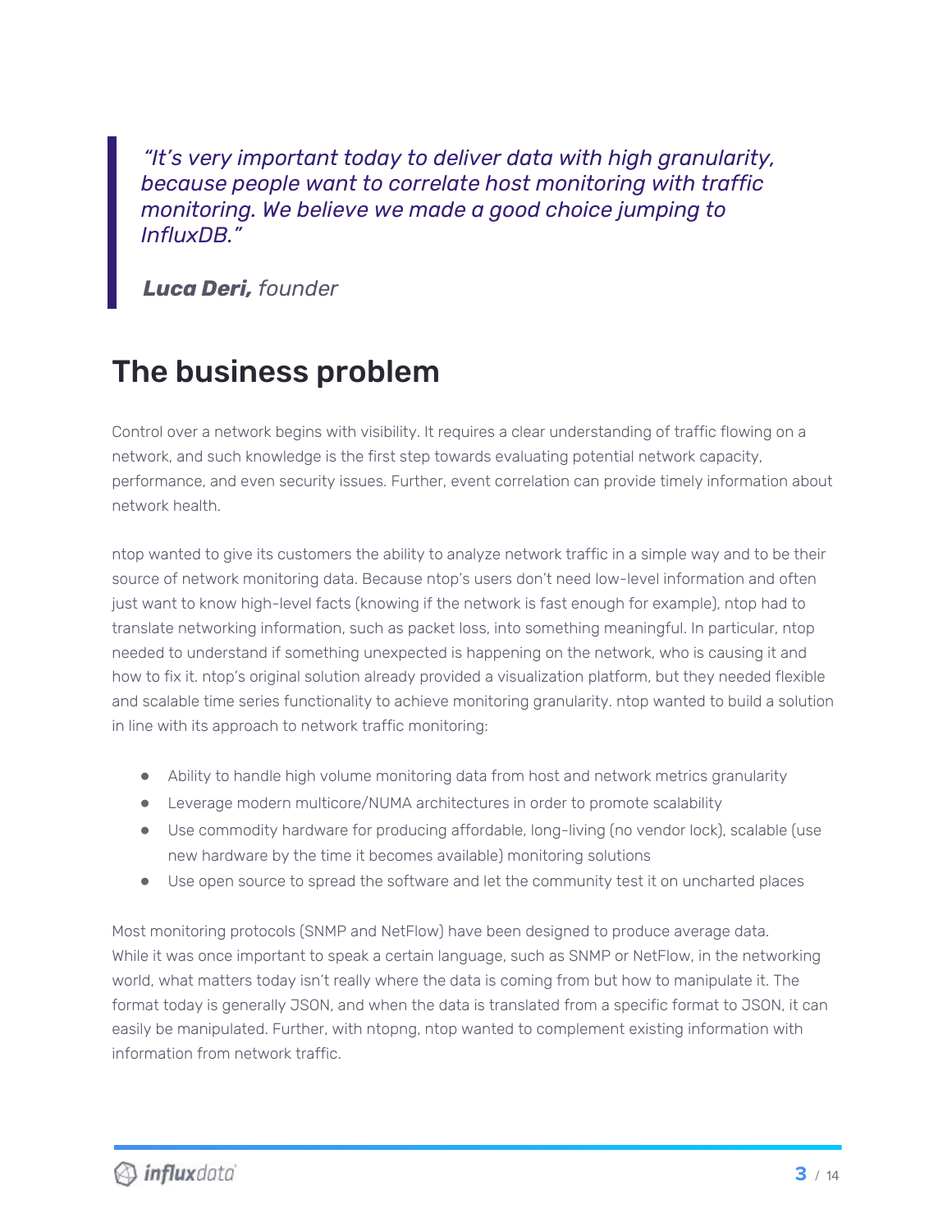> *"It's very important today to deliver data with high granularity, because people want to correlate host monitoring with traffic monitoring. We believe we made a good choice jumping to InfluxDB."*
>
> ***Luca Deri,*** *founder*

## The business problem

Control over a network begins with visibility. It requires a clear understanding of traffic flowing on a network, and such knowledge is the first step towards evaluating potential network capacity, performance, and even security issues. Further, event correlation can provide timely information about network health.

ntop wanted to give its customers the ability to analyze network traffic in a simple way and to be their source of network monitoring data. Because ntop's users don't need low-level information and often just want to know high-level facts (knowing if the network is fast enough for example), ntop had to translate networking information, such as packet loss, into something meaningful. In particular, ntop needed to understand if something unexpected is happening on the network, who is causing it and how to fix it. ntop's original solution already provided a visualization platform, but they needed flexible and scalable time series functionality to achieve monitoring granularity. ntop wanted to build a solution in line with its approach to network traffic monitoring:

- Ability to handle high volume monitoring data from host and network metrics granularity
- Leverage modern multicore/NUMA architectures in order to promote scalability
- Use commodity hardware for producing affordable, long-living (no vendor lock), scalable (use new hardware by the time it becomes available) monitoring solutions
- Use open source to spread the software and let the community test it on uncharted places

Most monitoring protocols (SNMP and NetFlow) have been designed to produce average data. While it was once important to speak a certain language, such as SNMP or NetFlow, in the networking world, what matters today isn't really where the data is coming from but how to manipulate it. The format today is generally JSON, and when the data is translated from a specific format to JSON, it can easily be manipulated. Further, with ntopng, ntop wanted to complement existing information with information from network traffic.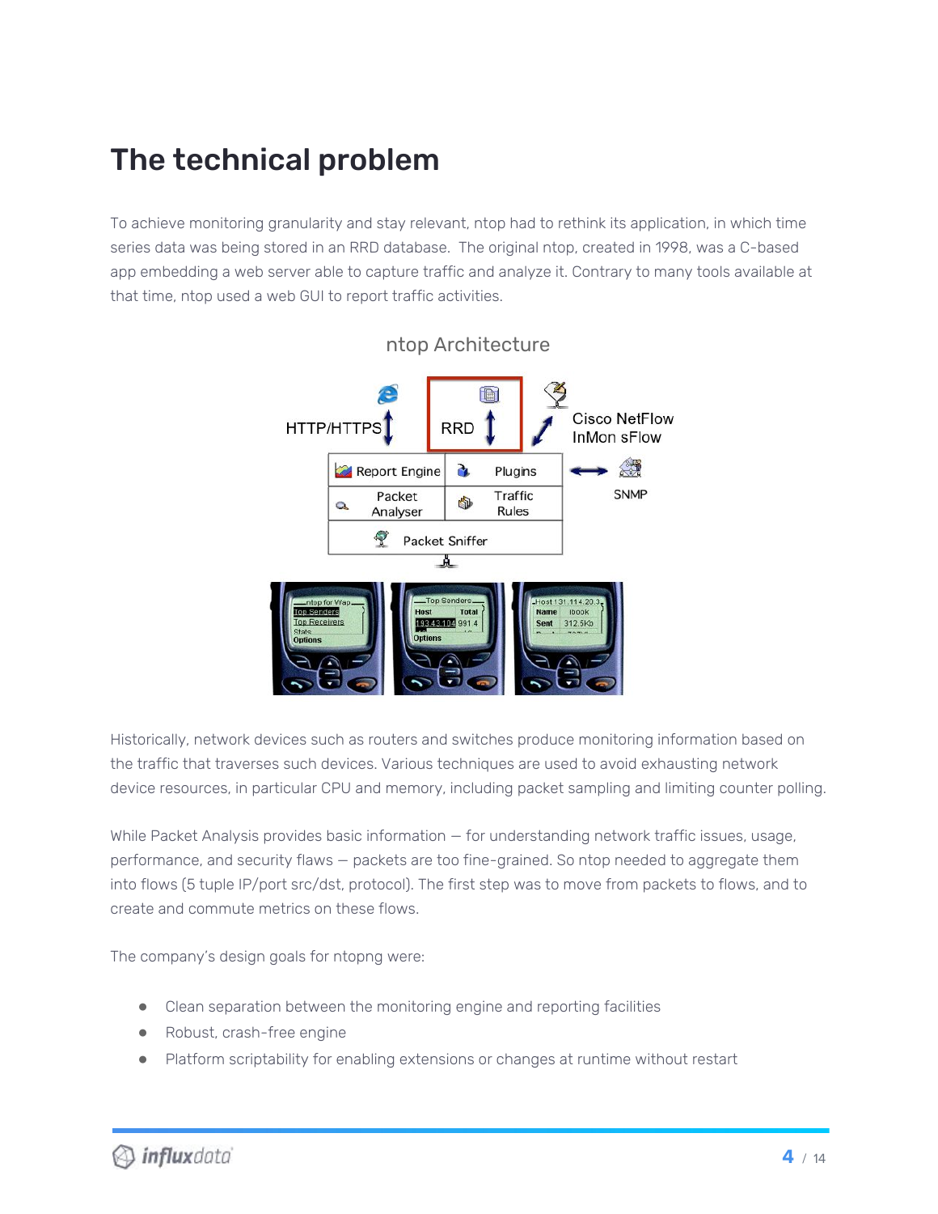# The technical problem

To achieve monitoring granularity and stay relevant, ntop had to rethink its application, in which time series data was being stored in an RRD database. The original ntop, created in 1998, was a C-based app embedding a web server able to capture traffic and analyze it. Contrary to many tools available at that time, ntop used a web GUI to report traffic activities.

ntop Architecture

Historically, network devices such as routers and switches produce monitoring information based on the traffic that traverses such devices. Various techniques are used to avoid exhausting network device resources, in particular CPU and memory, including packet sampling and limiting counter polling.

While Packet Analysis provides basic information — for understanding network traffic issues, usage, performance, and security flaws — packets are too fine-grained. So ntop needed to aggregate them into flows (5 tuple IP/port src/dst, protocol). The first step was to move from packets to flows, and to create and commute metrics on these flows.

The company's design goals for ntopng were:

- Clean separation between the monitoring engine and reporting facilities
- Robust, crash-free engine
- Platform scriptability for enabling extensions or changes at runtime without restart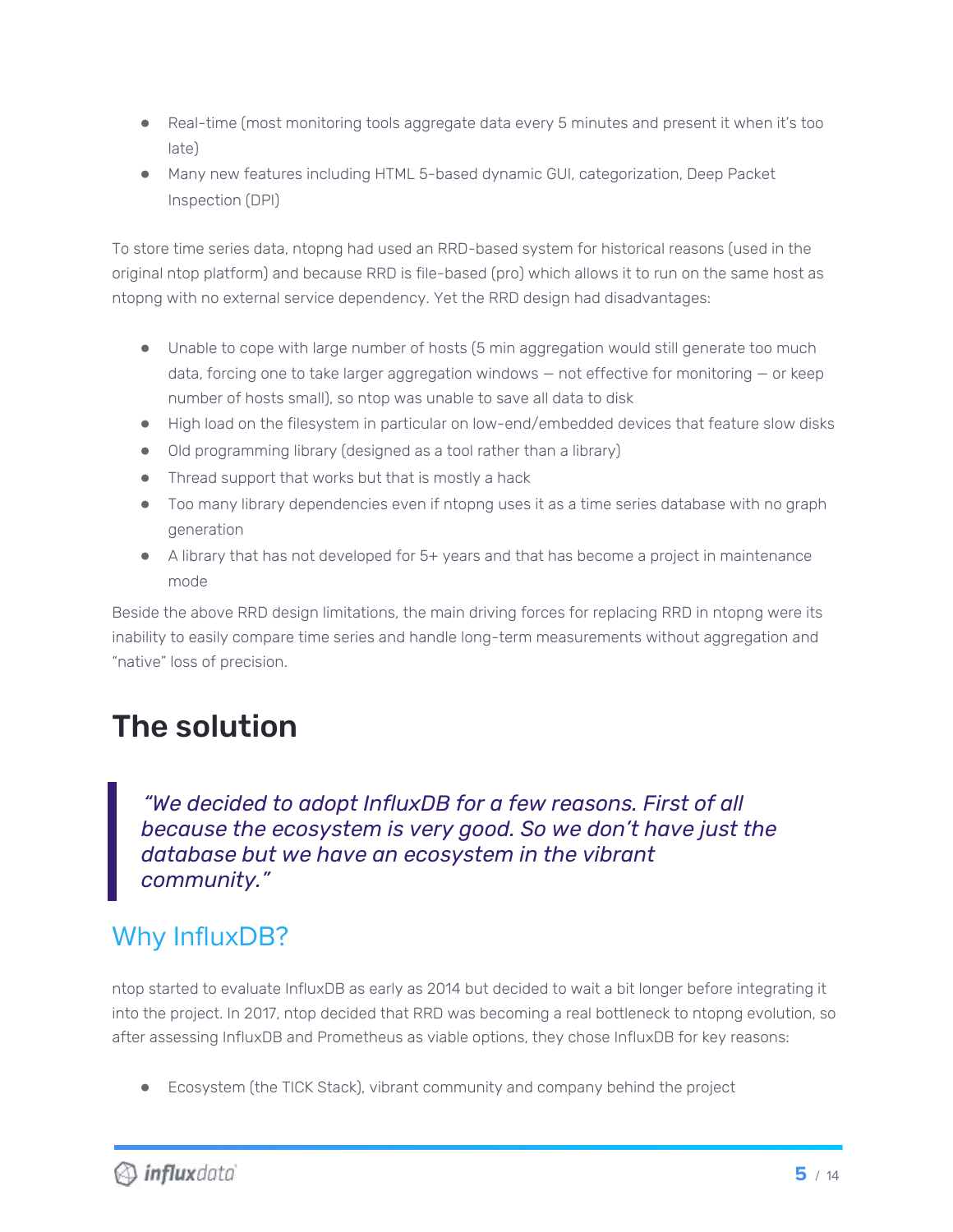- Real-time (most monitoring tools aggregate data every 5 minutes and present it when it's too late)
- Many new features including HTML 5-based dynamic GUI, categorization, Deep Packet Inspection (DPI)

To store time series data, ntopng had used an RRD-based system for historical reasons (used in the original ntop platform) and because RRD is file-based (pro) which allows it to run on the same host as ntopng with no external service dependency. Yet the RRD design had disadvantages:

- Unable to cope with large number of hosts (5 min aggregation would still generate too much data, forcing one to take larger aggregation windows — not effective for monitoring — or keep number of hosts small), so ntop was unable to save all data to disk
- High load on the filesystem in particular on low-end/embedded devices that feature slow disks
- Old programming library (designed as a tool rather than a library)
- Thread support that works but that is mostly a hack
- Too many library dependencies even if ntopng uses it as a time series database with no graph generation
- A library that has not developed for 5+ years and that has become a project in maintenance mode

Beside the above RRD design limitations, the main driving forces for replacing RRD in ntopng were its inability to easily compare time series and handle long-term measurements without aggregation and "native" loss of precision.

# The solution

> *"We decided to adopt InfluxDB for a few reasons. First of all because the ecosystem is very good. So we don't have just the database but we have an ecosystem in the vibrant community."*

## Why InfluxDB?

ntop started to evaluate InfluxDB as early as 2014 but decided to wait a bit longer before integrating it into the project. In 2017, ntop decided that RRD was becoming a real bottleneck to ntopng evolution, so after assessing InfluxDB and Prometheus as viable options, they chose InfluxDB for key reasons:

- Ecosystem (the TICK Stack), vibrant community and company behind the project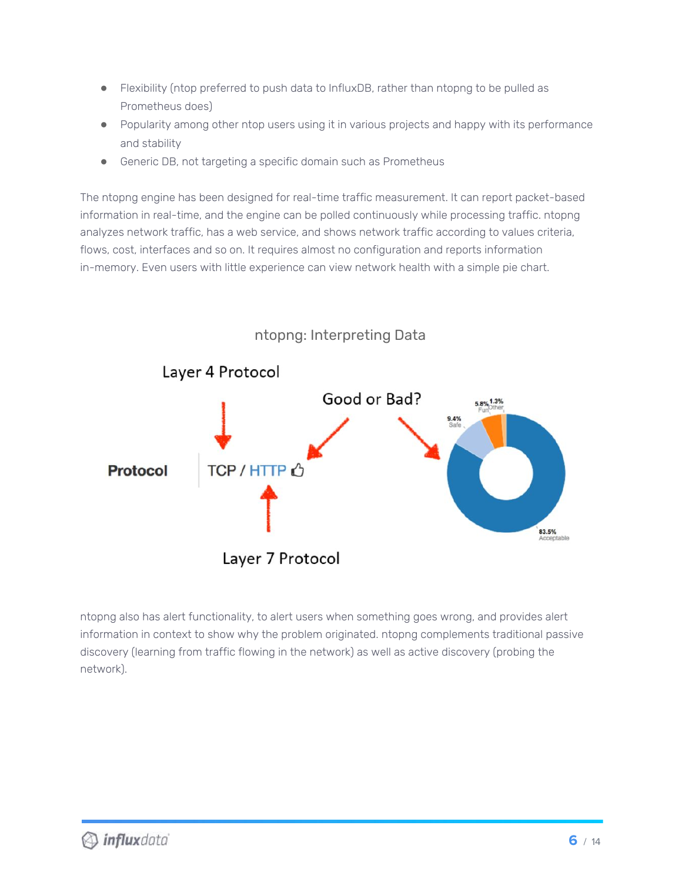- Flexibility (ntop preferred to push data to InfluxDB, rather than ntopng to be pulled as Prometheus does)
- Popularity among other ntop users using it in various projects and happy with its performance and stability
- Generic DB, not targeting a specific domain such as Prometheus

The ntopng engine has been designed for real-time traffic measurement. It can report packet-based information in real-time, and the engine can be polled continuously while processing traffic. ntopng analyzes network traffic, has a web service, and shows network traffic according to values criteria, flows, cost, interfaces and so on. It requires almost no configuration and reports information in-memory. Even users with little experience can view network health with a simple pie chart.

ntopng: Interpreting Data

ntopng also has alert functionality, to alert users when something goes wrong, and provides alert information in context to show why the problem originated. ntopng complements traditional passive discovery (learning from traffic flowing in the network) as well as active discovery (probing the network).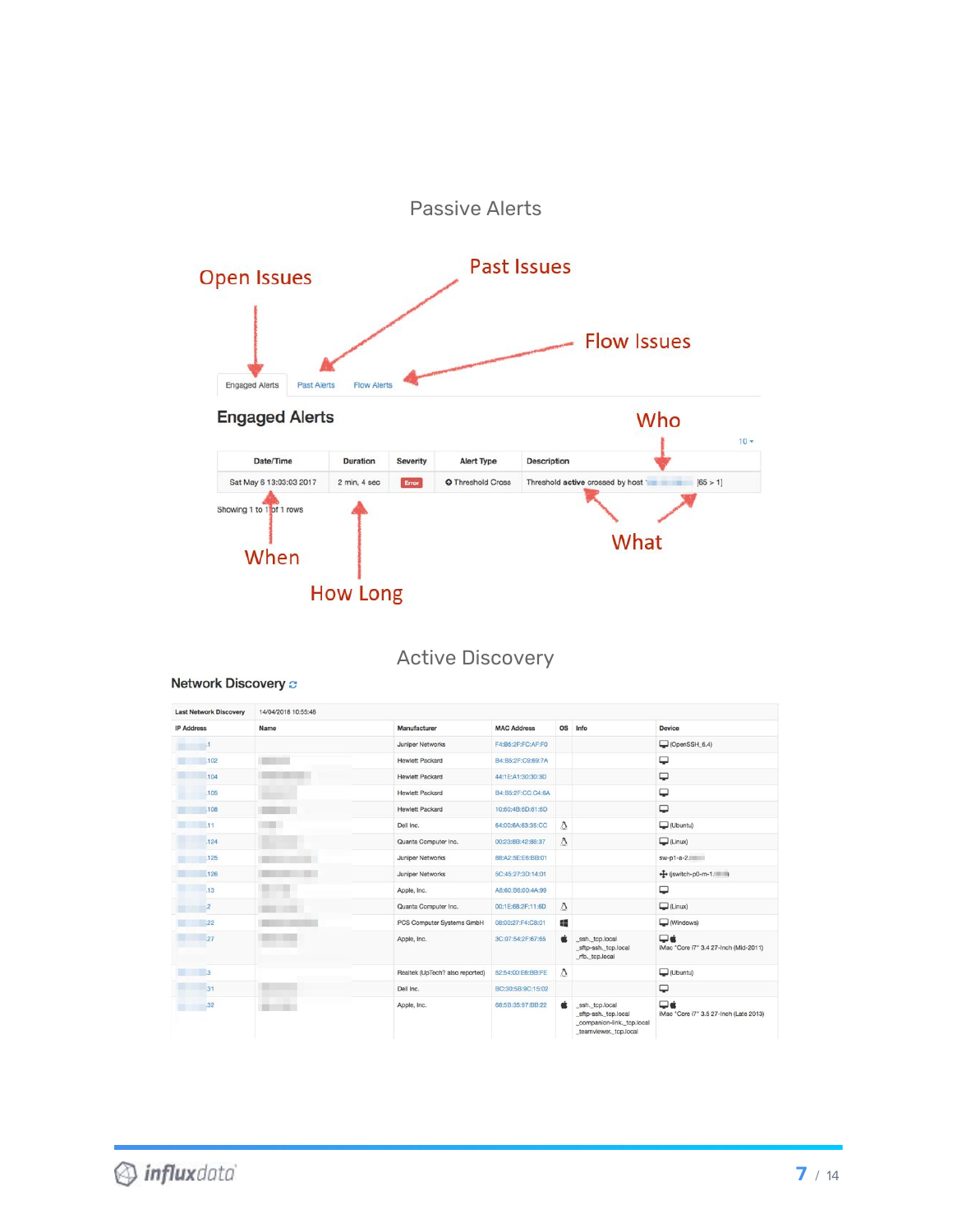Passive Alerts

Open Issues

Past Issues

Flow Issues

Engaged Alerts | Past Alerts | Flow Alerts

## Engaged Alerts

Who

| Date/Time | Duration | Severity | Alert Type | Description |
|---|---|---|---|---|
| Sat May 6 13:03:03 2017 | 2 min, 4 sec | Error | Threshold Cross | Threshold **active** crossed by host [65 > 1] |

Showing 1 to 1 of 1 rows

When

How Long

What

Active Discovery

## Network Discovery

| Last Network Discovery | 14/04/2018 10:55:48 | | | | | |
|---|---|---|---|---|---|---|
| **IP Address** | **Name** | **Manufacturer** | **MAC Address** | **OS** | **Info** | **Device** |
| .1 | | Juniper Networks | F4:B6:2F:FC:AF:F0 | | | (OpenSSH_6.4) |
| .102 | | Hewlett Packard | B4:B5:2F:C8:69:7A | | | |
| .104 | | Hewlett Packard | 44:1E:A1:30:30:3D | | | |
| .105 | | Hewlett Packard | B4:B5:2F:CC:C4:6A | | | |
| .108 | | Hewlett Packard | 10:60:4B:6D:81:6D | | | |
| .11 | | Dell Inc. | 64:00:6A:63:35:CC | | | (Ubuntu) |
| .124 | | Quanta Computer Inc. | 00:23:8B:42:88:37 | | | (Linux) |
| .125 | | Juniper Networks | 88:A2:5E:E6:BB:01 | | | sw-p1-a-2 |
| .126 | | Juniper Networks | 5C:45:27:3D:14:01 | | | (iswitch-p0-m-1) |
| .13 | | Apple, Inc. | A8:60:B6:00:4A:99 | | | |
| .2 | | Quanta Computer Inc. | 00:1E:68:2F:11:6D | | | (Linux) |
| .22 | | PCS Computer Systems GmbH | 08:00:27:F4:C8:01 | | | (Windows) |
| .27 | | Apple, Inc. | 3C:07:54:2F:67:55 | | _ssh._tcp.local _sftp-ssh._tcp.local _rfb._tcp.local | iMac "Core i7" 3.4 27-Inch (Mid-2011) |
| .3 | | Realtek (UpTech? also reported) | 52:54:00:E6:B8:FE | | | (Ubuntu) |
| .31 | | Dell Inc. | BC:30:5B:9C:15:02 | | | |
| .32 | | Apple, Inc. | 68:5B:35:97:BB:22 | | _ssh._tcp.local _sftp-ssh._tcp.local _companion-link._tcp.local _teamviewer._tcp.local | iMac "Core i7" 3.5 27-Inch (Late 2013) |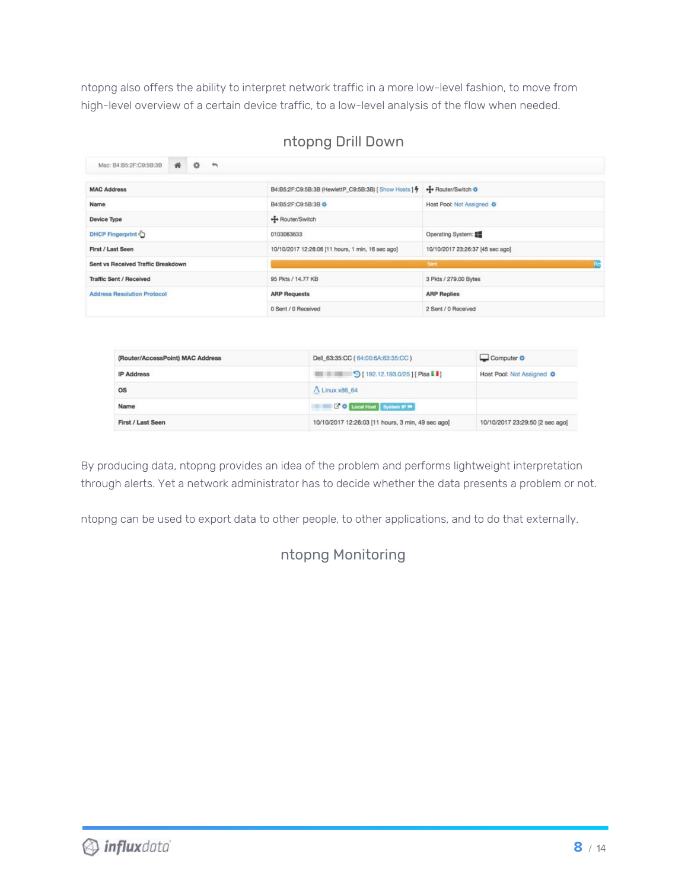ntopng also offers the ability to interpret network traffic in a more low-level fashion, to move from high-level overview of a certain device traffic, to a low-level analysis of the flow when needed.

## ntopng Drill Down

Mac: B4:B5:2F:C9:5B:3B

| MAC Address | B4:B5:2F:C9:5B:3B (HewlettP_C9:5B:3B) [ Show Hosts ] | Router/Switch |
|---|---|---|
| Name | B4:B5:2F:C9:5B:3B | Host Pool: Not Assigned |
| Device Type | Router/Switch | |
| DHCP Fingerprint | 0103063633 | Operating System: |
| First / Last Seen | 10/10/2017 12:26:06 [11 hours, 1 min, 16 sec ago] | 10/10/2017 23:26:37 [45 sec ago] |
| Sent vs Received Traffic Breakdown | Sent | Rc |
| Traffic Sent / Received | 95 Pkts / 14.77 KB | 3 Pkts / 279.00 Bytes |
| Address Resolution Protocol | ARP Requests | ARP Replies |
| | 0 Sent / 0 Received | 2 Sent / 0 Received |

| (Router/AccessPoint) MAC Address | Dell_63:35:CC ( 64:00:6A:63:35:CC ) | Computer |
|---|---|---|
| IP Address | [ 192.12.193.0/25 ] [ Pisa ] | Host Pool: Not Assigned |
| OS | Linux x86_64 | |
| Name | Local Host System IP | |
| First / Last Seen | 10/10/2017 12:26:03 [11 hours, 3 min, 49 sec ago] | 10/10/2017 23:29:50 [2 sec ago] |

By producing data, ntopng provides an idea of the problem and performs lightweight interpretation through alerts. Yet a network administrator has to decide whether the data presents a problem or not.

ntopng can be used to export data to other people, to other applications, and to do that externally.

## ntopng Monitoring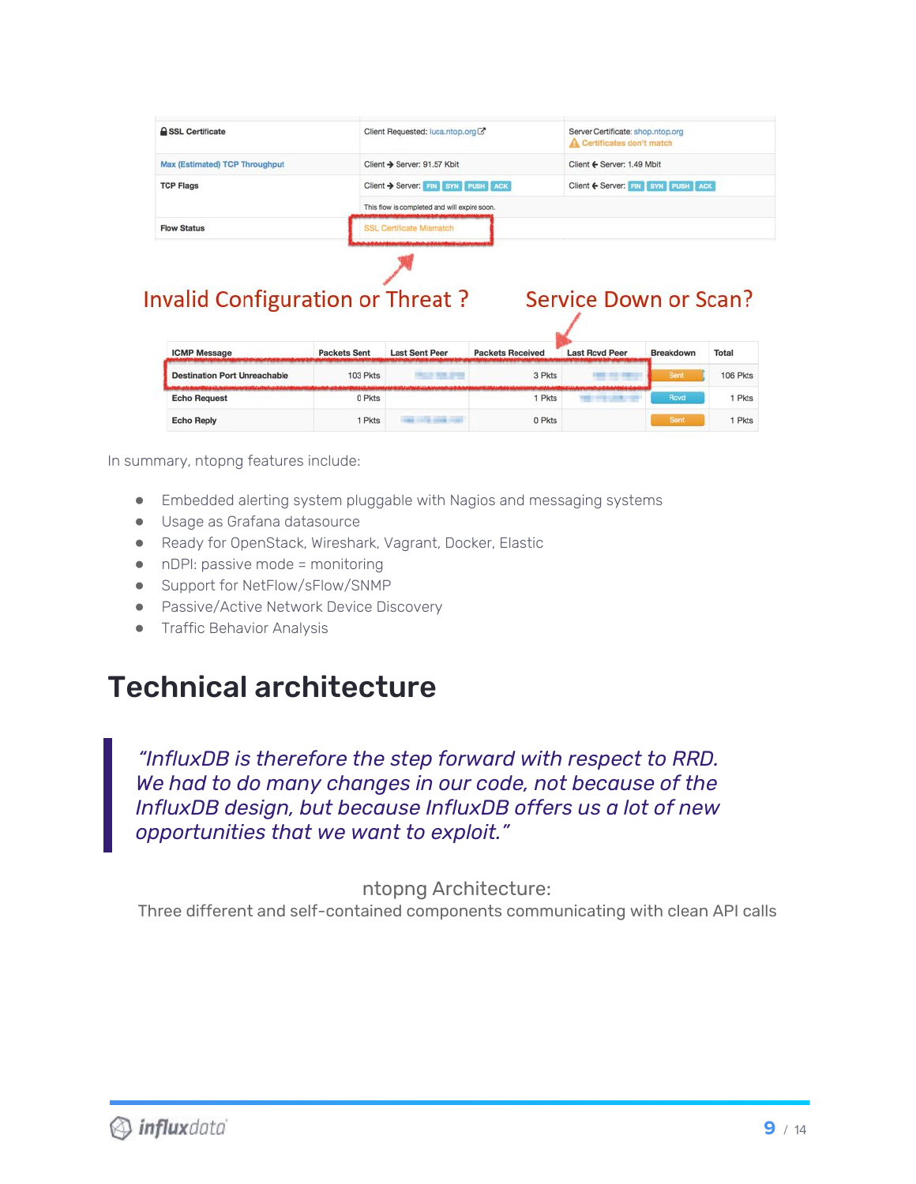| SSL Certificate | Client Requested: luca.ntop.org | Server Certificate: shop.ntop.org ⚠ Certificates don't match |
|---|---|---|
| Max (Estimated) TCP Throughput | Client → Server: 91.57 Kbit | Client ← Server: 1.49 Mbit |
| TCP Flags | Client → Server: FIN SYN PUSH ACK | Client ← Server: FIN SYN PUSH ACK |
| | This flow is completed and will expire soon. | |
| Flow Status | SSL Certificate Mismatch | |

Invalid Configuration or Threat ?

Service Down or Scan?

| ICMP Message | Packets Sent | Last Sent Peer | Packets Received | Last Rcvd Peer | Breakdown | Total |
|---|---|---|---|---|---|---|
| Destination Port Unreachable | 103 Pkts | | 3 Pkts | | Sent | 106 Pkts |
| Echo Request | 0 Pkts | | 1 Pkts | | Rcvd | 1 Pkts |
| Echo Reply | 1 Pkts | | 0 Pkts | | Sent | 1 Pkts |

In summary, ntopng features include:

- Embedded alerting system pluggable with Nagios and messaging systems
- Usage as Grafana datasource
- Ready for OpenStack, Wireshark, Vagrant, Docker, Elastic
- nDPI: passive mode = monitoring
- Support for NetFlow/sFlow/SNMP
- Passive/Active Network Device Discovery
- Traffic Behavior Analysis

## Technical architecture

> *"InfluxDB is therefore the step forward with respect to RRD. We had to do many changes in our code, not because of the InfluxDB design, but because InfluxDB offers us a lot of new opportunities that we want to exploit."*

ntopng Architecture:
Three different and self-contained components communicating with clean API calls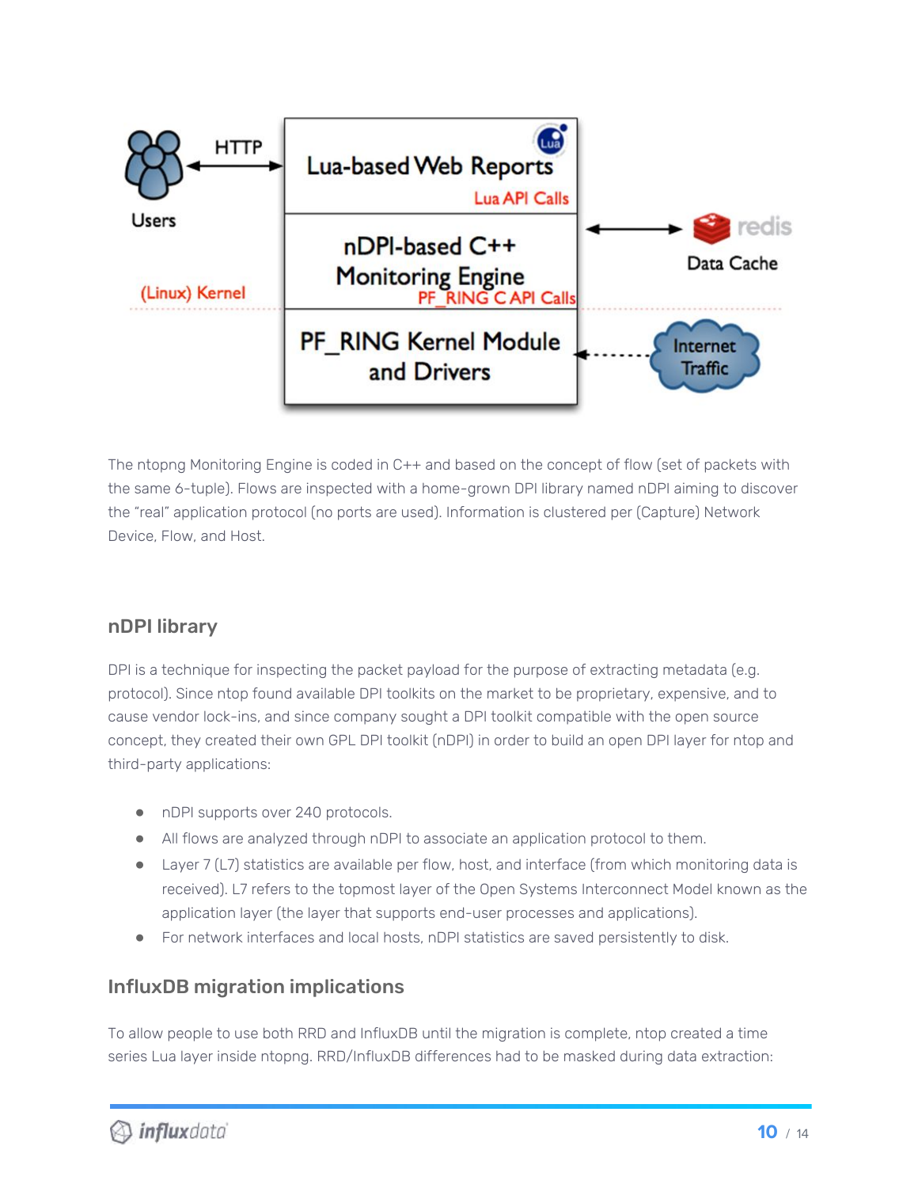The ntopng Monitoring Engine is coded in C++ and based on the concept of flow (set of packets with the same 6-tuple). Flows are inspected with a home-grown DPI library named nDPI aiming to discover the "real" application protocol (no ports are used). Information is clustered per (Capture) Network Device, Flow, and Host.

## nDPI library

DPI is a technique for inspecting the packet payload for the purpose of extracting metadata (e.g. protocol). Since ntop found available DPI toolkits on the market to be proprietary, expensive, and to cause vendor lock-ins, and since company sought a DPI toolkit compatible with the open source concept, they created their own GPL DPI toolkit (nDPI) in order to build an open DPI layer for ntop and third-party applications:

- nDPI supports over 240 protocols.
- All flows are analyzed through nDPI to associate an application protocol to them.
- Layer 7 (L7) statistics are available per flow, host, and interface (from which monitoring data is received). L7 refers to the topmost layer of the Open Systems Interconnect Model known as the application layer (the layer that supports end-user processes and applications).
- For network interfaces and local hosts, nDPI statistics are saved persistently to disk.

## InfluxDB migration implications

To allow people to use both RRD and InfluxDB until the migration is complete, ntop created a time series Lua layer inside ntopng. RRD/InfluxDB differences had to be masked during data extraction: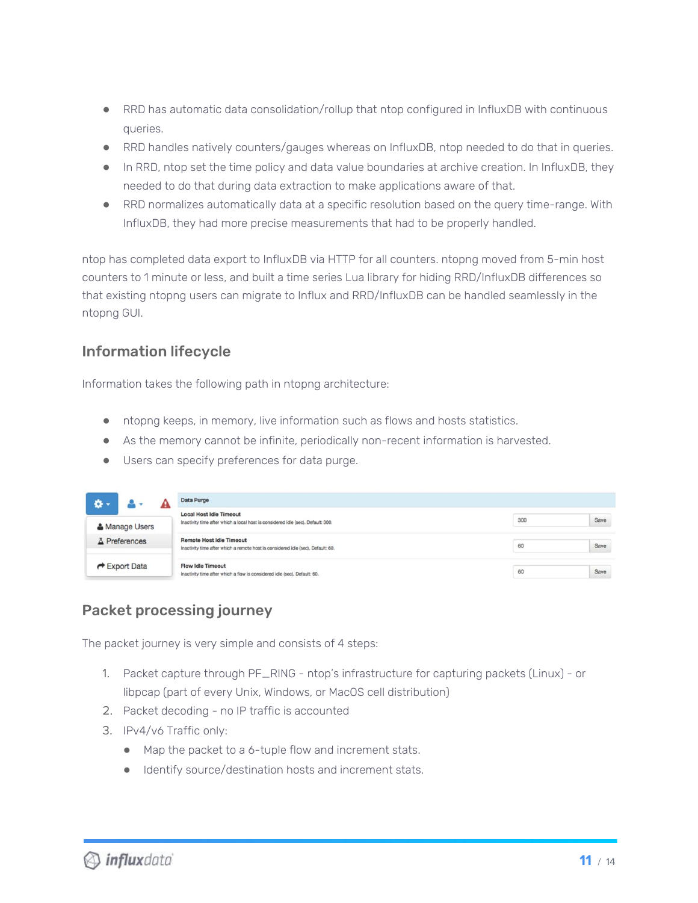- RRD has automatic data consolidation/rollup that ntop configured in InfluxDB with continuous queries.
- RRD handles natively counters/gauges whereas on InfluxDB, ntop needed to do that in queries.
- In RRD, ntop set the time policy and data value boundaries at archive creation. In InfluxDB, they needed to do that during data extraction to make applications aware of that.
- RRD normalizes automatically data at a specific resolution based on the query time-range. With InfluxDB, they had more precise measurements that had to be properly handled.

ntop has completed data export to InfluxDB via HTTP for all counters. ntopng moved from 5-min host counters to 1 minute or less, and built a time series Lua library for hiding RRD/InfluxDB differences so that existing ntopng users can migrate to Influx and RRD/InfluxDB can be handled seamlessly in the ntopng GUI.

## Information lifecycle

Information takes the following path in ntopng architecture:

- ntopng keeps, in memory, live information such as flows and hosts statistics.
- As the memory cannot be infinite, periodically non-recent information is harvested.
- Users can specify preferences for data purge.

## Packet processing journey

The packet journey is very simple and consists of 4 steps:

1. Packet capture through PF_RING - ntop's infrastructure for capturing packets (Linux) - or libpcap (part of every Unix, Windows, or MacOS cell distribution)
2. Packet decoding - no IP traffic is accounted
3. IPv4/v6 Traffic only:
   - Map the packet to a 6-tuple flow and increment stats.
   - Identify source/destination hosts and increment stats.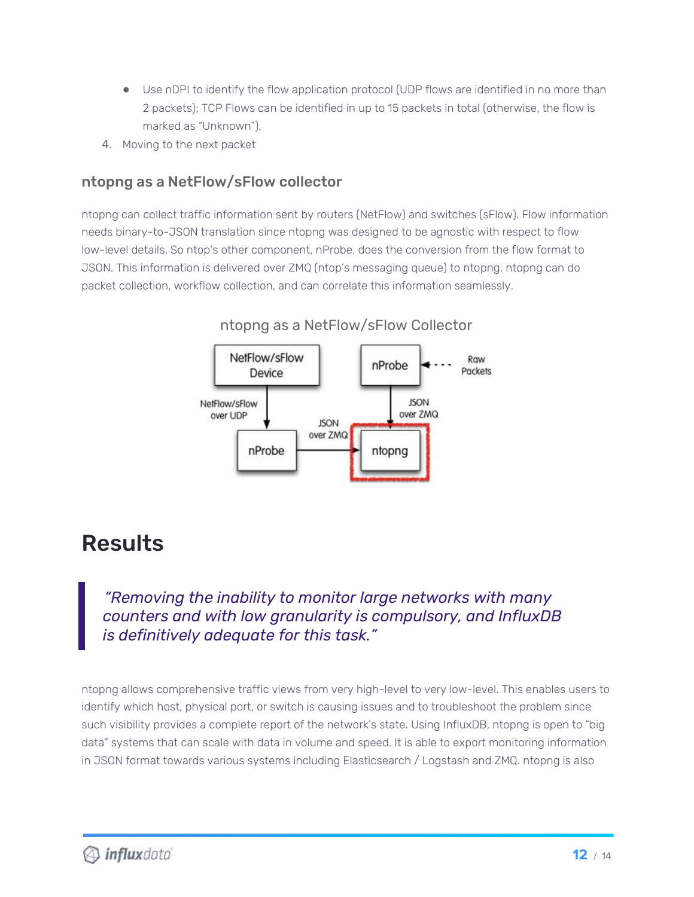- Use nDPI to identify the flow application protocol (UDP flows are identified in no more than 2 packets); TCP Flows can be identified in up to 15 packets in total (otherwise, the flow is marked as "Unknown").

4. Moving to the next packet

### ntopng as a NetFlow/sFlow collector

ntopng can collect traffic information sent by routers (NetFlow) and switches (sFlow). Flow information needs binary-to-JSON translation since ntopng was designed to be agnostic with respect to flow low-level details. So ntop's other component, nProbe, does the conversion from the flow format to JSON. This information is delivered over ZMQ (ntop's messaging queue) to ntopng. ntopng can do packet collection, workflow collection, and can correlate this information seamlessly.

ntopng as a NetFlow/sFlow Collector

# Results

> *"Removing the inability to monitor large networks with many counters and with low granularity is compulsory, and InfluxDB is definitively adequate for this task."*

ntopng allows comprehensive traffic views from very high-level to very low-level. This enables users to identify which host, physical port, or switch is causing issues and to troubleshoot the problem since such visibility provides a complete report of the network's state. Using InfluxDB, ntopng is open to "big data" systems that can scale with data in volume and speed. It is able to export monitoring information in JSON format towards various systems including Elasticsearch / Logstash and ZMQ. ntopng is also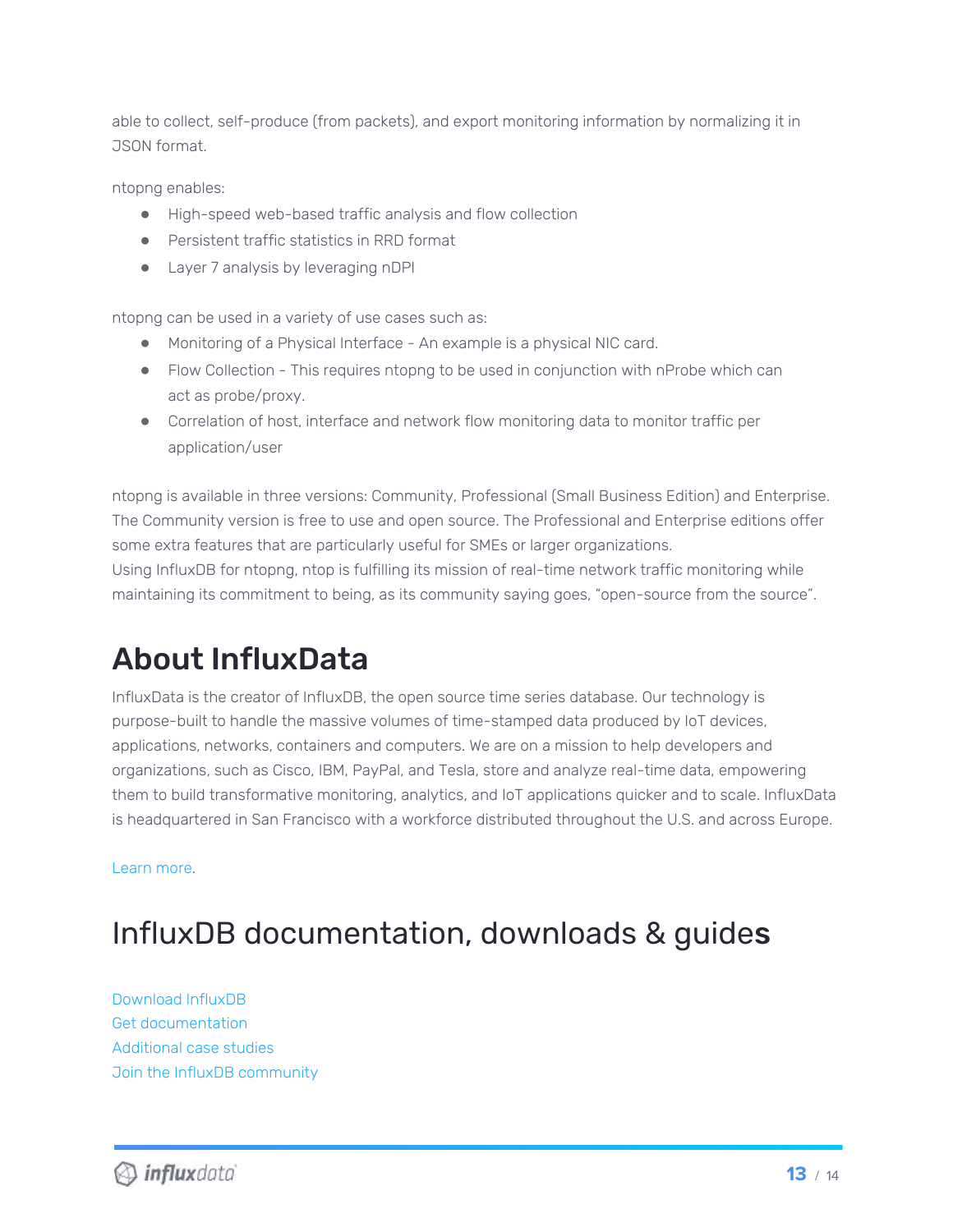able to collect, self-produce (from packets), and export monitoring information by normalizing it in JSON format.

ntopng enables:

- High-speed web-based traffic analysis and flow collection
- Persistent traffic statistics in RRD format
- Layer 7 analysis by leveraging nDPI

ntopng can be used in a variety of use cases such as:

- Monitoring of a Physical Interface - An example is a physical NIC card.
- Flow Collection - This requires ntopng to be used in conjunction with nProbe which can act as probe/proxy.
- Correlation of host, interface and network flow monitoring data to monitor traffic per application/user

ntopng is available in three versions: Community, Professional (Small Business Edition) and Enterprise. The Community version is free to use and open source. The Professional and Enterprise editions offer some extra features that are particularly useful for SMEs or larger organizations.
Using InfluxDB for ntopng, ntop is fulfilling its mission of real-time network traffic monitoring while maintaining its commitment to being, as its community saying goes, "open-source from the source".

## About InfluxData

InfluxData is the creator of InfluxDB, the open source time series database. Our technology is purpose-built to handle the massive volumes of time-stamped data produced by IoT devices, applications, networks, containers and computers. We are on a mission to help developers and organizations, such as Cisco, IBM, PayPal, and Tesla, store and analyze real-time data, empowering them to build transformative monitoring, analytics, and IoT applications quicker and to scale. InfluxData is headquartered in San Francisco with a workforce distributed throughout the U.S. and across Europe.

Learn more.

## InfluxDB documentation, downloads & guides

Download InfluxDB
Get documentation
Additional case studies
Join the InfluxDB community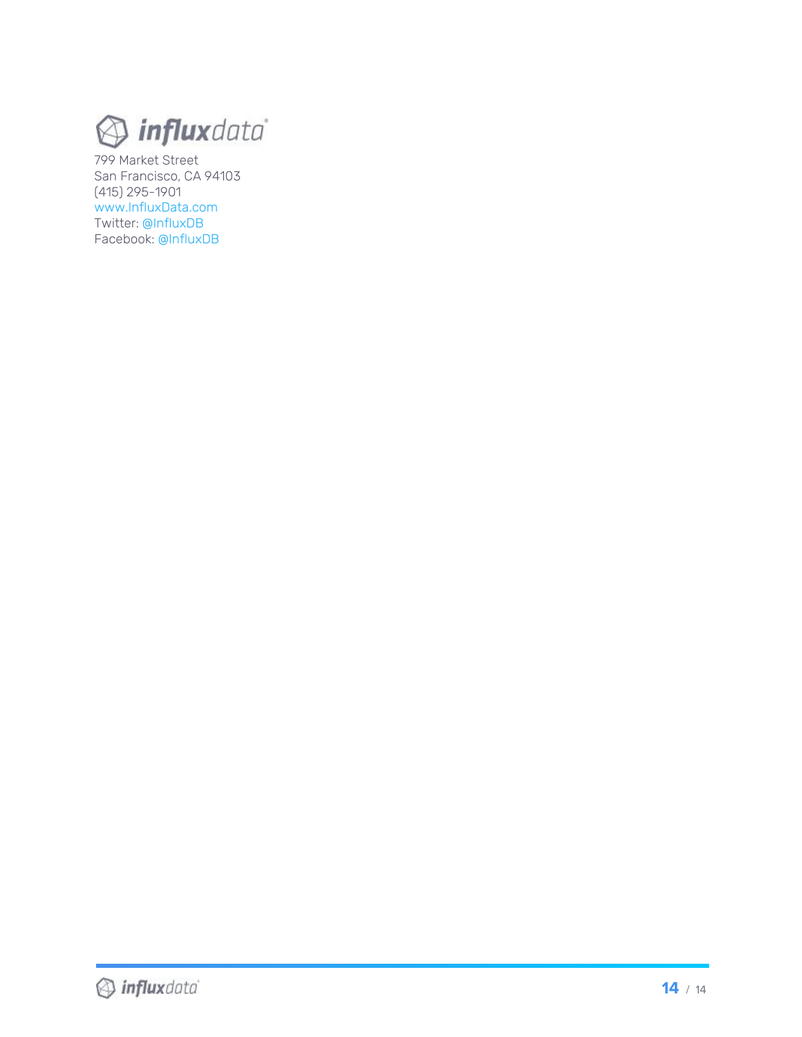799 Market Street  
San Francisco, CA 94103  
(415) 295-1901  
www.InfluxData.com  
Twitter: @InfluxDB  
Facebook: @InfluxDB